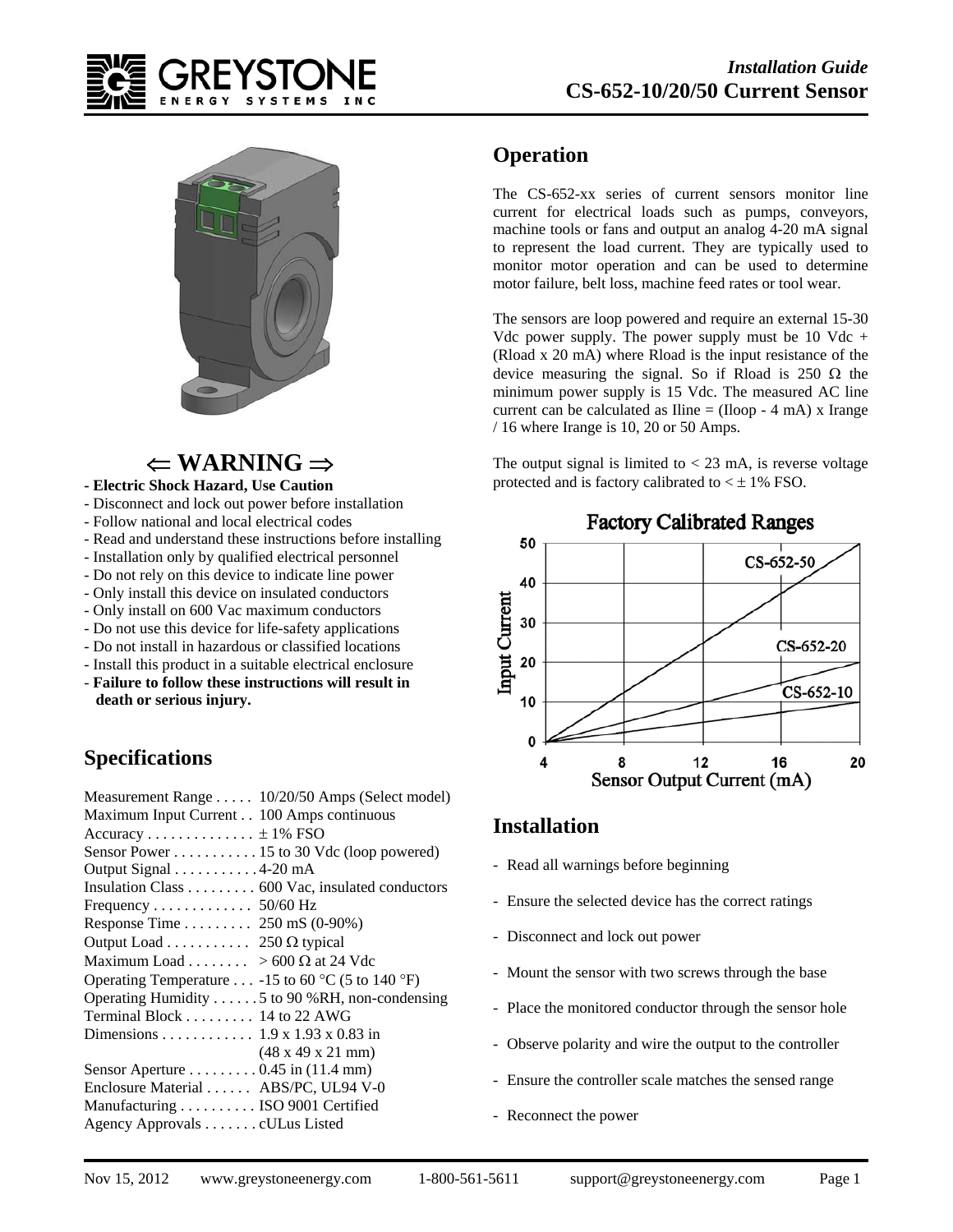*Installation Guide*
**CS-652-10/20/50 Current Sensor**

## ⇐ WARNING ⇒

- **Electric Shock Hazard, Use Caution**
- Disconnect and lock out power before installation
- Follow national and local electrical codes
- Read and understand these instructions before installing
- Installation only by qualified electrical personnel
- Do not rely on this device to indicate line power
- Only install this device on insulated conductors
- Only install on 600 Vac maximum conductors
- Do not use this device for life-safety applications
- Do not install in hazardous or classified locations
- Install this product in a suitable electrical enclosure
- **Failure to follow these instructions will result in death or serious injury.**

## Specifications

| | |
|---|---|
| Measurement Range | 10/20/50 Amps (Select model) |
| Maximum Input Current | 100 Amps continuous |
| Accuracy | ± 1% FSO |
| Sensor Power | 15 to 30 Vdc (loop powered) |
| Output Signal | 4-20 mA |
| Insulation Class | 600 Vac, insulated conductors |
| Frequency | 50/60 Hz |
| Response Time | 250 mS (0-90%) |
| Output Load | 250 Ω typical |
| Maximum Load | > 600 Ω at 24 Vdc |
| Operating Temperature | -15 to 60 °C (5 to 140 °F) |
| Operating Humidity | 5 to 90 %RH, non-condensing |
| Terminal Block | 14 to 22 AWG |
| Dimensions | 1.9 x 1.93 x 0.83 in (48 x 49 x 21 mm) |
| Sensor Aperture | 0.45 in (11.4 mm) |
| Enclosure Material | ABS/PC, UL94 V-0 |
| Manufacturing | ISO 9001 Certified |
| Agency Approvals | cULus Listed |

## Operation

The CS-652-xx series of current sensors monitor line current for electrical loads such as pumps, conveyors, machine tools or fans and output an analog 4-20 mA signal to represent the load current. They are typically used to monitor motor operation and can be used to determine motor failure, belt loss, machine feed rates or tool wear.

The sensors are loop powered and require an external 15-30 Vdc power supply. The power supply must be 10 Vdc + (Rload x 20 mA) where Rload is the input resistance of the device measuring the signal. So if Rload is 250 Ω the minimum power supply is 15 Vdc. The measured AC line current can be calculated as Iline = (Iloop - 4 mA) x Irange / 16 where Irange is 10, 20 or 50 Amps.

The output signal is limited to < 23 mA, is reverse voltage protected and is factory calibrated to < ± 1% FSO.

**Factory Calibrated Ranges**

## Installation

- Read all warnings before beginning
- Ensure the selected device has the correct ratings
- Disconnect and lock out power
- Mount the sensor with two screws through the base
- Place the monitored conductor through the sensor hole
- Observe polarity and wire the output to the controller
- Ensure the controller scale matches the sensed range
- Reconnect the power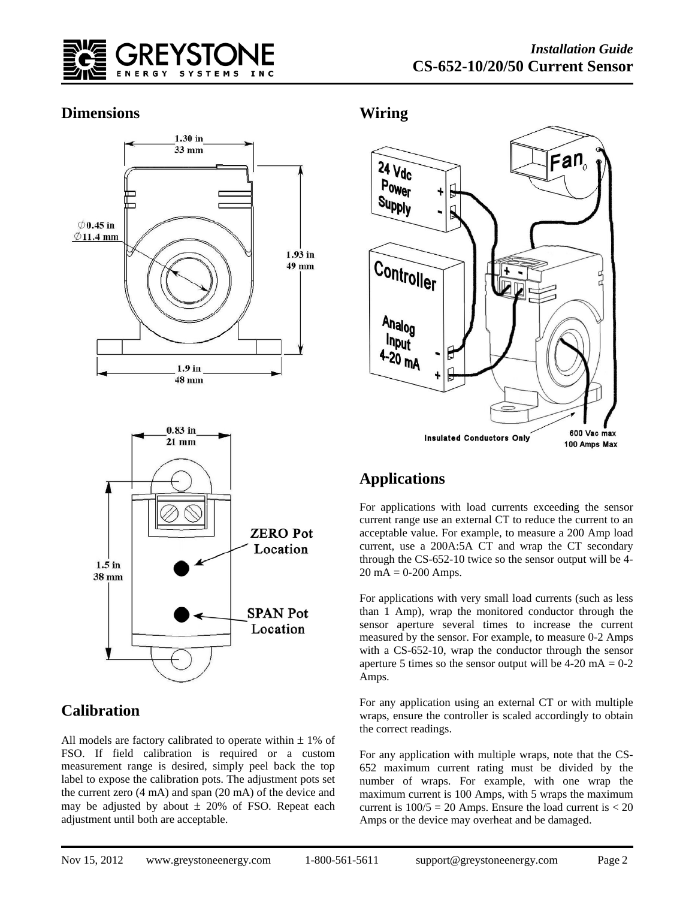## Dimensions

1.30 in
33 mm

∅0.45 in
∅11.4 mm

1.93 in
49 mm

1.9 in
48 mm

0.83 in
21 mm

1.5 in
38 mm

ZERO Pot
Location

SPAN Pot
Location

## Wiring

24 Vdc
Power
Supply

Fan

Controller

Analog
Input
4-20 mA

Insulated Conductors Only

600 Vac max
100 Amps Max

## Calibration

All models are factory calibrated to operate within ± 1% of FSO. If field calibration is required or a custom measurement range is desired, simply peel back the top label to expose the calibration pots. The adjustment pots set the current zero (4 mA) and span (20 mA) of the device and may be adjusted by about ± 20% of FSO. Repeat each adjustment until both are acceptable.

## Applications

For applications with load currents exceeding the sensor current range use an external CT to reduce the current to an acceptable value. For example, to measure a 200 Amp load current, use a 200A:5A CT and wrap the CT secondary through the CS-652-10 twice so the sensor output will be 4-20 mA = 0-200 Amps.

For applications with very small load currents (such as less than 1 Amp), wrap the monitored conductor through the sensor aperture several times to increase the current measured by the sensor. For example, to measure 0-2 Amps with a CS-652-10, wrap the conductor through the sensor aperture 5 times so the sensor output will be 4-20 mA = 0-2 Amps.

For any application using an external CT or with multiple wraps, ensure the controller is scaled accordingly to obtain the correct readings.

For any application with multiple wraps, note that the CS-652 maximum current rating must be divided by the number of wraps. For example, with one wrap the maximum current is 100 Amps, with 5 wraps the maximum current is 100/5 = 20 Amps. Ensure the load current is < 20 Amps or the device may overheat and be damaged.